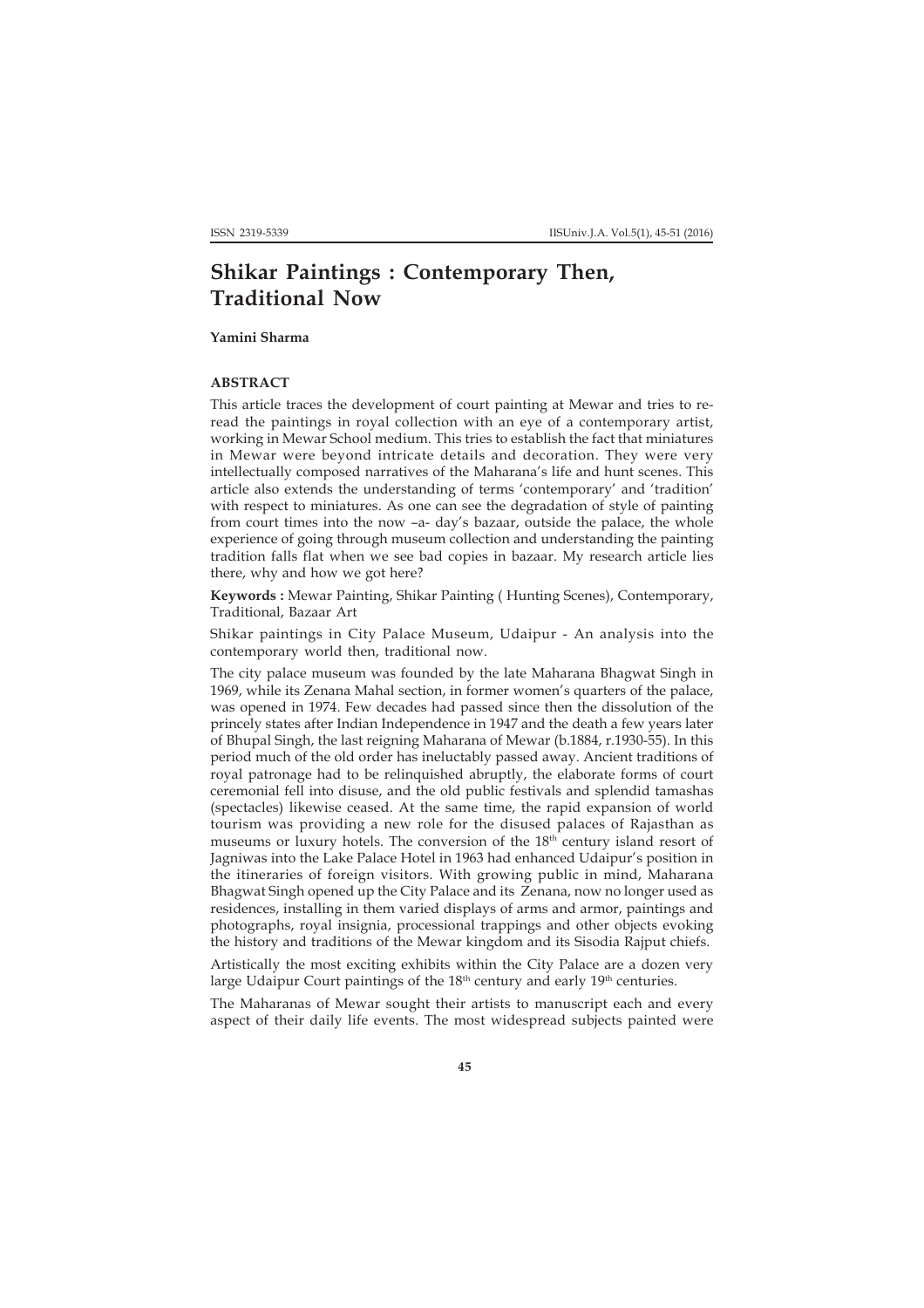# Shikar Paintings : Contemporary Then, Traditional Now

**Yamini Sharma**

### ABSTRACT

This article traces the development of court painting at Mewar and tries to re-read the paintings in royal collection with an eye of a contemporary artist, working in Mewar School medium. This tries to establish the fact that miniatures in Mewar were beyond intricate details and decoration. They were very intellectually composed narratives of the Maharana's life and hunt scenes. This article also extends the understanding of terms 'contemporary' and 'tradition' with respect to miniatures. As one can see the degradation of style of painting from court times into the now –a- day's bazaar, outside the palace, the whole experience of going through museum collection and understanding the painting tradition falls flat when we see bad copies in bazaar. My research article lies there, why and how we got here?

**Keywords :** Mewar Painting, Shikar Painting ( Hunting Scenes), Contemporary, Traditional, Bazaar Art

Shikar paintings in City Palace Museum, Udaipur - An analysis into the contemporary world then, traditional now.

The city palace museum was founded by the late Maharana Bhagwat Singh in 1969, while its Zenana Mahal section, in former women's quarters of the palace, was opened in 1974. Few decades had passed since then the dissolution of the princely states after Indian Independence in 1947 and the death a few years later of Bhupal Singh, the last reigning Maharana of Mewar (b.1884, r.1930-55). In this period much of the old order has ineluctably passed away. Ancient traditions of royal patronage had to be relinquished abruptly, the elaborate forms of court ceremonial fell into disuse, and the old public festivals and splendid tamashas (spectacles) likewise ceased. At the same time, the rapid expansion of world tourism was providing a new role for the disused palaces of Rajasthan as museums or luxury hotels. The conversion of the 18th century island resort of Jagniwas into the Lake Palace Hotel in 1963 had enhanced Udaipur's position in the itineraries of foreign visitors. With growing public in mind, Maharana Bhagwat Singh opened up the City Palace and its Zenana, now no longer used as residences, installing in them varied displays of arms and armor, paintings and photographs, royal insignia, processional trappings and other objects evoking the history and traditions of the Mewar kingdom and its Sisodia Rajput chiefs.

Artistically the most exciting exhibits within the City Palace are a dozen very large Udaipur Court paintings of the 18th century and early 19th centuries.

The Maharanas of Mewar sought their artists to manuscript each and every aspect of their daily life events. The most widespread subjects painted were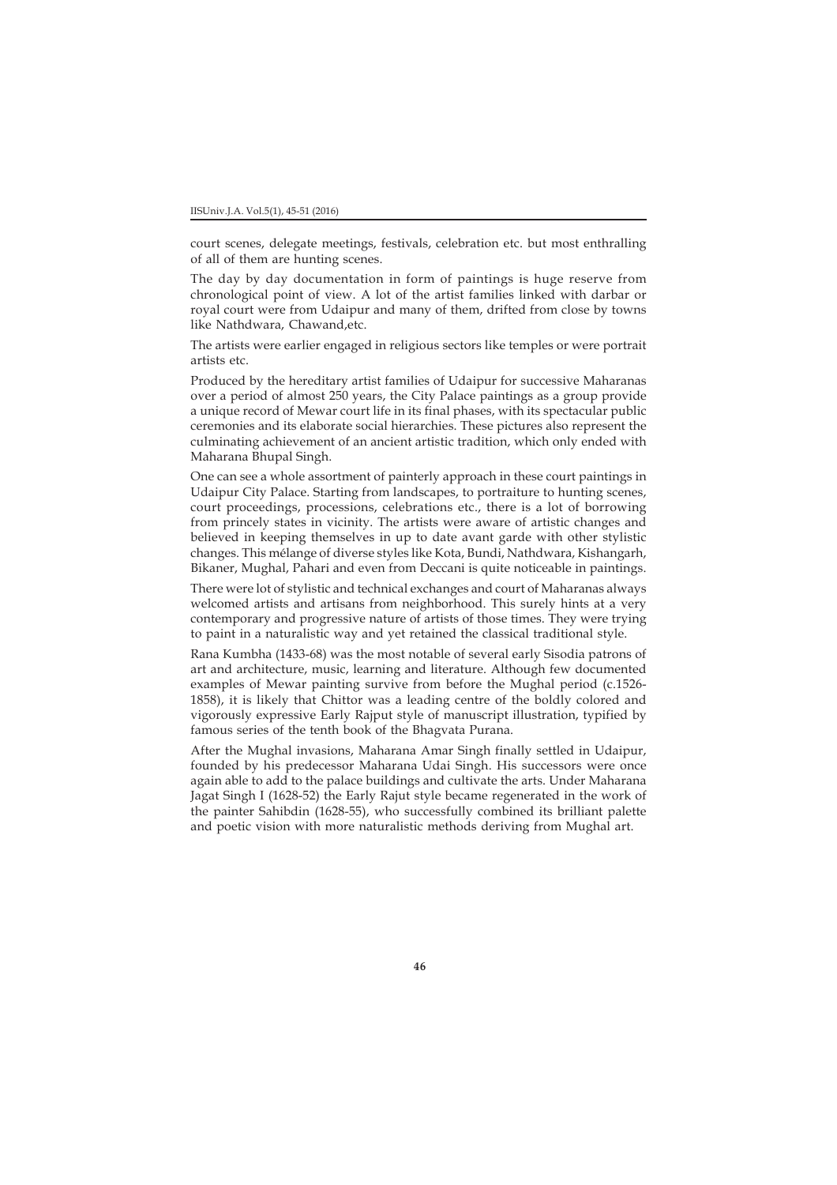court scenes, delegate meetings, festivals, celebration etc. but most enthralling of all of them are hunting scenes.

The day by day documentation in form of paintings is huge reserve from chronological point of view. A lot of the artist families linked with darbar or royal court were from Udaipur and many of them, drifted from close by towns like Nathdwara, Chawand,etc.

The artists were earlier engaged in religious sectors like temples or were portrait artists etc.

Produced by the hereditary artist families of Udaipur for successive Maharanas over a period of almost 250 years, the City Palace paintings as a group provide a unique record of Mewar court life in its final phases, with its spectacular public ceremonies and its elaborate social hierarchies. These pictures also represent the culminating achievement of an ancient artistic tradition, which only ended with Maharana Bhupal Singh.

One can see a whole assortment of painterly approach in these court paintings in Udaipur City Palace. Starting from landscapes, to portraiture to hunting scenes, court proceedings, processions, celebrations etc., there is a lot of borrowing from princely states in vicinity. The artists were aware of artistic changes and believed in keeping themselves in up to date avant garde with other stylistic changes. This mélange of diverse styles like Kota, Bundi, Nathdwara, Kishangarh, Bikaner, Mughal, Pahari and even from Deccani is quite noticeable in paintings.

There were lot of stylistic and technical exchanges and court of Maharanas always welcomed artists and artisans from neighborhood. This surely hints at a very contemporary and progressive nature of artists of those times. They were trying to paint in a naturalistic way and yet retained the classical traditional style.

Rana Kumbha (1433-68) was the most notable of several early Sisodia patrons of art and architecture, music, learning and literature. Although few documented examples of Mewar painting survive from before the Mughal period (c.1526-1858), it is likely that Chittor was a leading centre of the boldly colored and vigorously expressive Early Rajput style of manuscript illustration, typified by famous series of the tenth book of the Bhagvata Purana.

After the Mughal invasions, Maharana Amar Singh finally settled in Udaipur, founded by his predecessor Maharana Udai Singh. His successors were once again able to add to the palace buildings and cultivate the arts. Under Maharana Jagat Singh I (1628-52) the Early Rajut style became regenerated in the work of the painter Sahibdin (1628-55), who successfully combined its brilliant palette and poetic vision with more naturalistic methods deriving from Mughal art.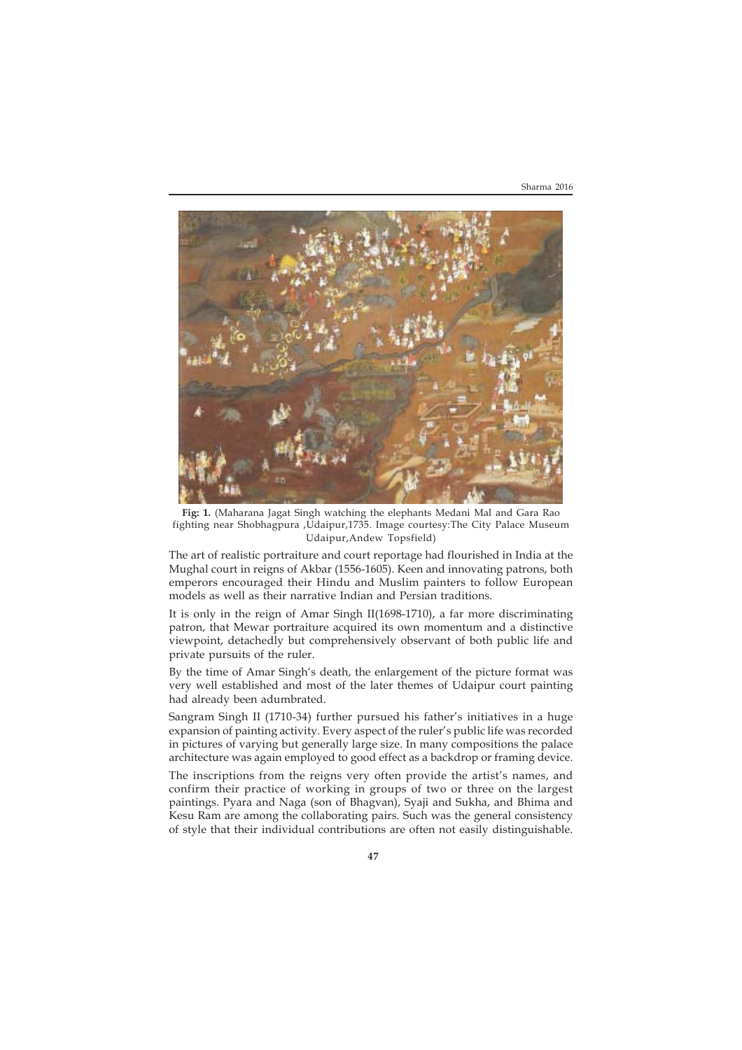**Fig: 1.** (Maharana Jagat Singh watching the elephants Medani Mal and Gara Rao fighting near Shobhagpura ,Udaipur,1735. Image courtesy:The City Palace Museum Udaipur,Andew Topsfield)

The art of realistic portraiture and court reportage had flourished in India at the Mughal court in reigns of Akbar (1556-1605). Keen and innovating patrons, both emperors encouraged their Hindu and Muslim painters to follow European models as well as their narrative Indian and Persian traditions.

It is only in the reign of Amar Singh II(1698-1710), a far more discriminating patron, that Mewar portraiture acquired its own momentum and a distinctive viewpoint, detachedly but comprehensively observant of both public life and private pursuits of the ruler.

By the time of Amar Singh's death, the enlargement of the picture format was very well established and most of the later themes of Udaipur court painting had already been adumbrated.

Sangram Singh II (1710-34) further pursued his father's initiatives in a huge expansion of painting activity. Every aspect of the ruler's public life was recorded in pictures of varying but generally large size. In many compositions the palace architecture was again employed to good effect as a backdrop or framing device.

The inscriptions from the reigns very often provide the artist's names, and confirm their practice of working in groups of two or three on the largest paintings. Pyara and Naga (son of Bhagvan), Syaji and Sukha, and Bhima and Kesu Ram are among the collaborating pairs. Such was the general consistency of style that their individual contributions are often not easily distinguishable.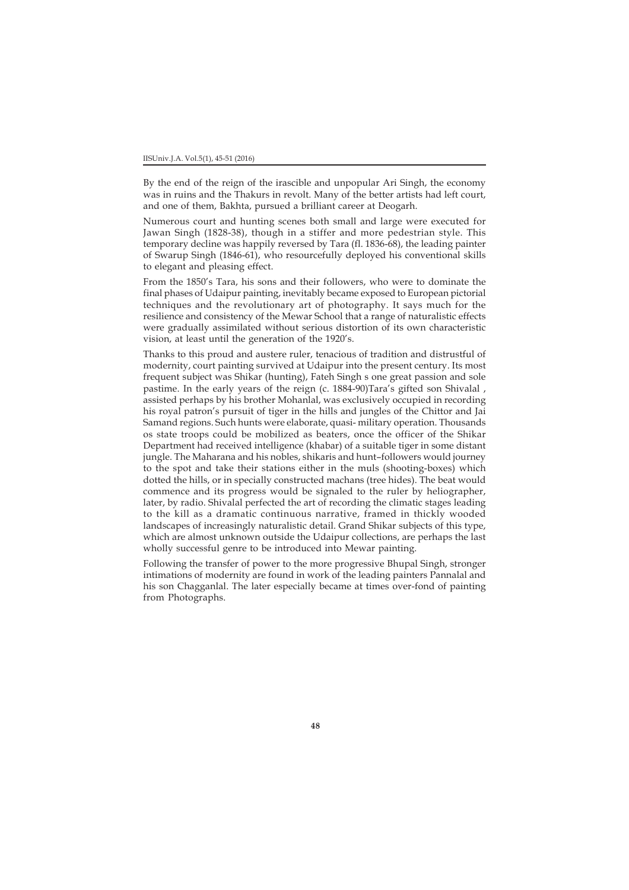By the end of the reign of the irascible and unpopular Ari Singh, the economy was in ruins and the Thakurs in revolt. Many of the better artists had left court, and one of them, Bakhta, pursued a brilliant career at Deogarh.

Numerous court and hunting scenes both small and large were executed for Jawan Singh (1828-38), though in a stiffer and more pedestrian style. This temporary decline was happily reversed by Tara (fl. 1836-68), the leading painter of Swarup Singh (1846-61), who resourcefully deployed his conventional skills to elegant and pleasing effect.

From the 1850's Tara, his sons and their followers, who were to dominate the final phases of Udaipur painting, inevitably became exposed to European pictorial techniques and the revolutionary art of photography. It says much for the resilience and consistency of the Mewar School that a range of naturalistic effects were gradually assimilated without serious distortion of its own characteristic vision, at least until the generation of the 1920's.

Thanks to this proud and austere ruler, tenacious of tradition and distrustful of modernity, court painting survived at Udaipur into the present century. Its most frequent subject was Shikar (hunting), Fateh Singh s one great passion and sole pastime. In the early years of the reign (c. 1884-90)Tara's gifted son Shivalal , assisted perhaps by his brother Mohanlal, was exclusively occupied in recording his royal patron's pursuit of tiger in the hills and jungles of the Chittor and Jai Samand regions. Such hunts were elaborate, quasi- military operation. Thousands os state troops could be mobilized as beaters, once the officer of the Shikar Department had received intelligence (khabar) of a suitable tiger in some distant jungle. The Maharana and his nobles, shikaris and hunt–followers would journey to the spot and take their stations either in the muls (shooting-boxes) which dotted the hills, or in specially constructed machans (tree hides). The beat would commence and its progress would be signaled to the ruler by heliographer, later, by radio. Shivalal perfected the art of recording the climatic stages leading to the kill as a dramatic continuous narrative, framed in thickly wooded landscapes of increasingly naturalistic detail. Grand Shikar subjects of this type, which are almost unknown outside the Udaipur collections, are perhaps the last wholly successful genre to be introduced into Mewar painting.

Following the transfer of power to the more progressive Bhupal Singh, stronger intimations of modernity are found in work of the leading painters Pannalal and his son Chagganlal. The later especially became at times over-fond of painting from Photographs.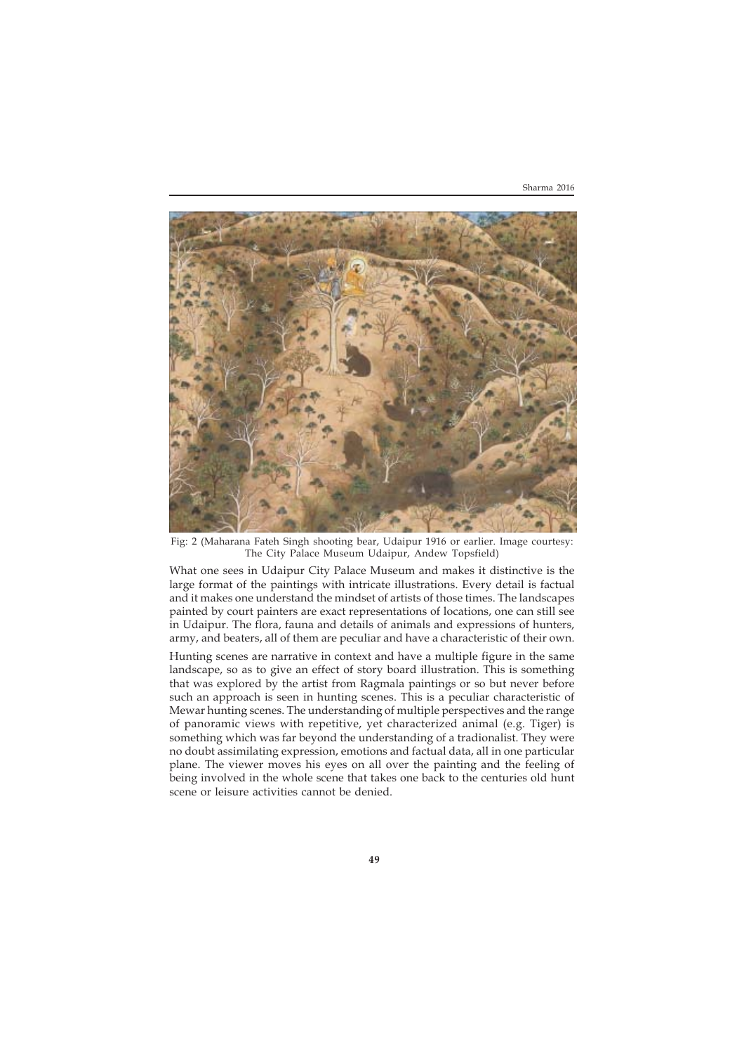Fig: 2 (Maharana Fateh Singh shooting bear, Udaipur 1916 or earlier. Image courtesy: The City Palace Museum Udaipur, Andew Topsfield)

What one sees in Udaipur City Palace Museum and makes it distinctive is the large format of the paintings with intricate illustrations. Every detail is factual and it makes one understand the mindset of artists of those times. The landscapes painted by court painters are exact representations of locations, one can still see in Udaipur. The flora, fauna and details of animals and expressions of hunters, army, and beaters, all of them are peculiar and have a characteristic of their own.

Hunting scenes are narrative in context and have a multiple figure in the same landscape, so as to give an effect of story board illustration. This is something that was explored by the artist from Ragmala paintings or so but never before such an approach is seen in hunting scenes. This is a peculiar characteristic of Mewar hunting scenes. The understanding of multiple perspectives and the range of panoramic views with repetitive, yet characterized animal (e.g. Tiger) is something which was far beyond the understanding of a tradionalist. They were no doubt assimilating expression, emotions and factual data, all in one particular plane. The viewer moves his eyes on all over the painting and the feeling of being involved in the whole scene that takes one back to the centuries old hunt scene or leisure activities cannot be denied.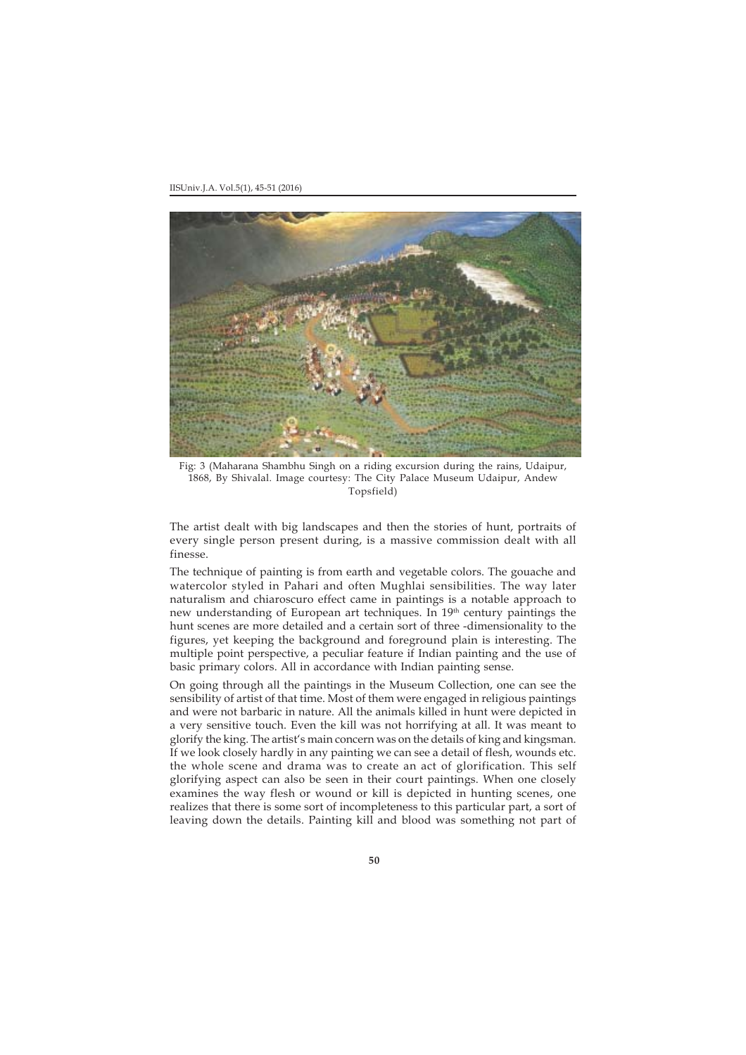Fig: 3 (Maharana Shambhu Singh on a riding excursion during the rains, Udaipur, 1868, By Shivalal. Image courtesy: The City Palace Museum Udaipur, Andew Topsfield)

The artist dealt with big landscapes and then the stories of hunt, portraits of every single person present during, is a massive commission dealt with all finesse.

The technique of painting is from earth and vegetable colors. The gouache and watercolor styled in Pahari and often Mughlai sensibilities. The way later naturalism and chiaroscuro effect came in paintings is a notable approach to new understanding of European art techniques. In 19th century paintings the hunt scenes are more detailed and a certain sort of three -dimensionality to the figures, yet keeping the background and foreground plain is interesting. The multiple point perspective, a peculiar feature if Indian painting and the use of basic primary colors. All in accordance with Indian painting sense.

On going through all the paintings in the Museum Collection, one can see the sensibility of artist of that time. Most of them were engaged in religious paintings and were not barbaric in nature. All the animals killed in hunt were depicted in a very sensitive touch. Even the kill was not horrifying at all. It was meant to glorify the king. The artist's main concern was on the details of king and kingsman. If we look closely hardly in any painting we can see a detail of flesh, wounds etc. the whole scene and drama was to create an act of glorification. This self glorifying aspect can also be seen in their court paintings. When one closely examines the way flesh or wound or kill is depicted in hunting scenes, one realizes that there is some sort of incompleteness to this particular part, a sort of leaving down the details. Painting kill and blood was something not part of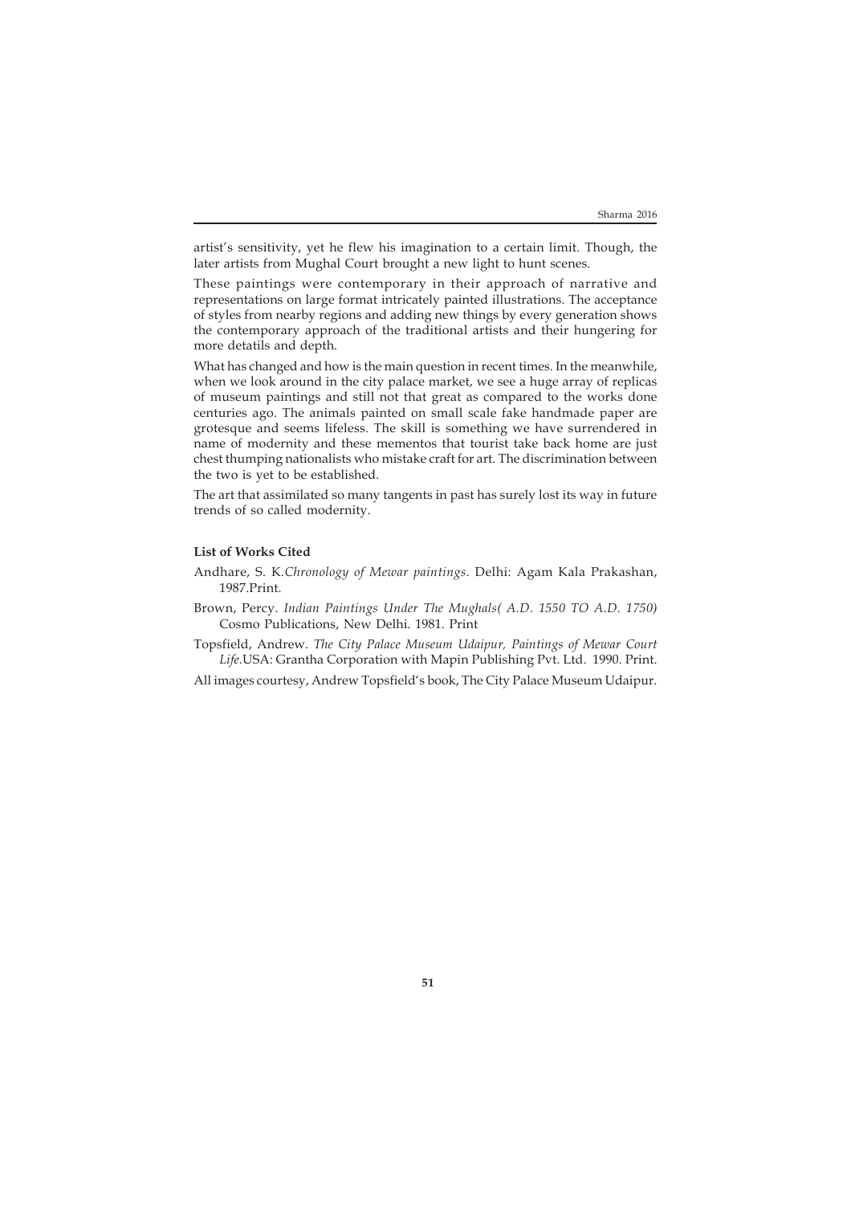artist's sensitivity, yet he flew his imagination to a certain limit. Though, the later artists from Mughal Court brought a new light to hunt scenes.

These paintings were contemporary in their approach of narrative and representations on large format intricately painted illustrations. The acceptance of styles from nearby regions and adding new things by every generation shows the contemporary approach of the traditional artists and their hungering for more detatils and depth.

What has changed and how is the main question in recent times. In the meanwhile, when we look around in the city palace market, we see a huge array of replicas of museum paintings and still not that great as compared to the works done centuries ago. The animals painted on small scale fake handmade paper are grotesque and seems lifeless. The skill is something we have surrendered in name of modernity and these mementos that tourist take back home are just chest thumping nationalists who mistake craft for art. The discrimination between the two is yet to be established.

The art that assimilated so many tangents in past has surely lost its way in future trends of so called modernity.

**List of Works Cited**

Andhare, S. K.*Chronology of Mewar paintings*. Delhi: Agam Kala Prakashan, 1987.Print.

Brown, Percy. *Indian Paintings Under The Mughals( A.D. 1550 TO A.D. 1750)* Cosmo Publications, New Delhi. 1981. Print

Topsfield, Andrew. *The City Palace Museum Udaipur, Paintings of Mewar Court Life*.USA: Grantha Corporation with Mapin Publishing Pvt. Ltd. 1990. Print.

All images courtesy, Andrew Topsfield's book, The City Palace Museum Udaipur.